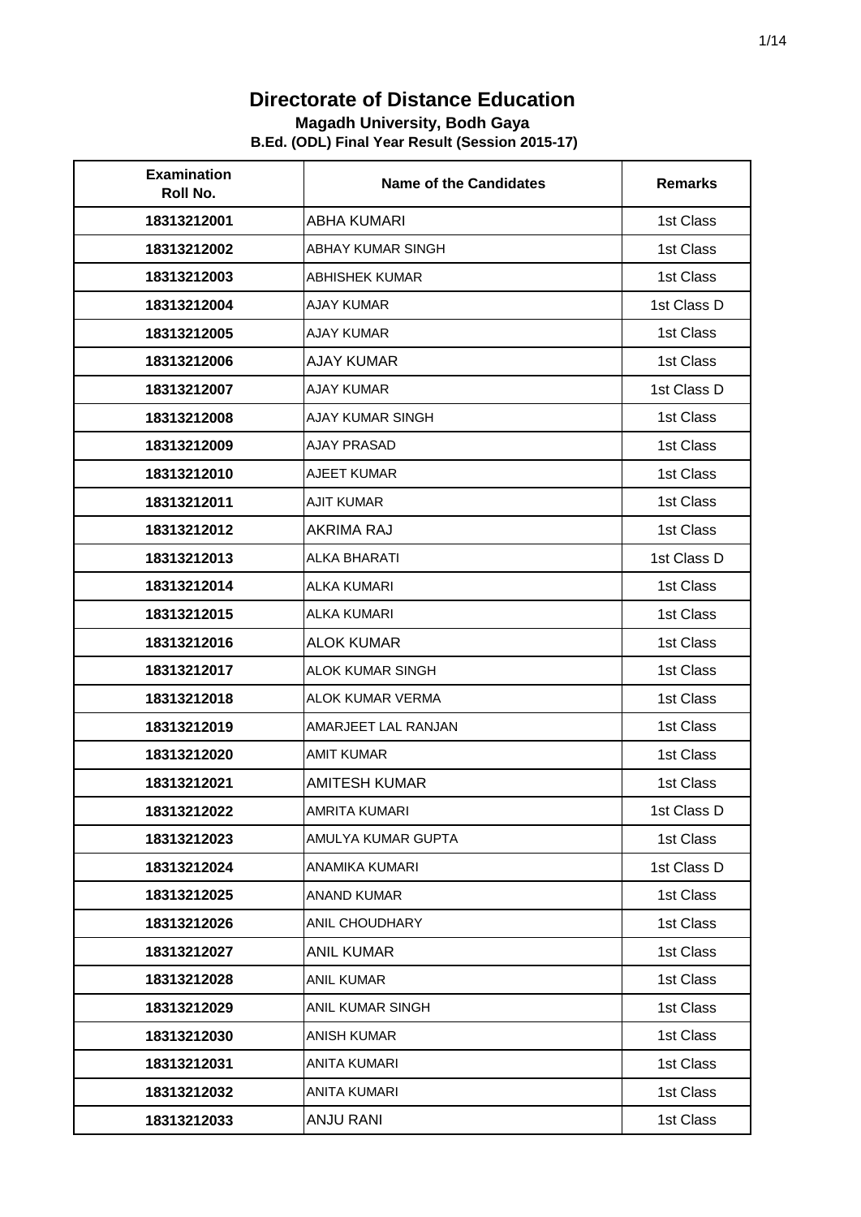# Directorate of Distance Education

### Magadh University, Bodh Gaya

### B.Ed. (ODL) Final Year Result (Session 2015-17)

| Examination Roll No. | Name of the Candidates | Remarks |
|---|---|---|
| 18313212001 | ABHA KUMARI | 1st Class |
| 18313212002 | ABHAY KUMAR SINGH | 1st Class |
| 18313212003 | ABHISHEK KUMAR | 1st Class |
| 18313212004 | AJAY KUMAR | 1st Class D |
| 18313212005 | AJAY KUMAR | 1st Class |
| 18313212006 | AJAY KUMAR | 1st Class |
| 18313212007 | AJAY KUMAR | 1st Class D |
| 18313212008 | AJAY KUMAR SINGH | 1st Class |
| 18313212009 | AJAY PRASAD | 1st Class |
| 18313212010 | AJEET KUMAR | 1st Class |
| 18313212011 | AJIT KUMAR | 1st Class |
| 18313212012 | AKRIMA RAJ | 1st Class |
| 18313212013 | ALKA BHARATI | 1st Class D |
| 18313212014 | ALKA KUMARI | 1st Class |
| 18313212015 | ALKA KUMARI | 1st Class |
| 18313212016 | ALOK KUMAR | 1st Class |
| 18313212017 | ALOK KUMAR SINGH | 1st Class |
| 18313212018 | ALOK KUMAR VERMA | 1st Class |
| 18313212019 | AMARJEET LAL RANJAN | 1st Class |
| 18313212020 | AMIT KUMAR | 1st Class |
| 18313212021 | AMITESH KUMAR | 1st Class |
| 18313212022 | AMRITA KUMARI | 1st Class D |
| 18313212023 | AMULYA KUMAR GUPTA | 1st Class |
| 18313212024 | ANAMIKA KUMARI | 1st Class D |
| 18313212025 | ANAND KUMAR | 1st Class |
| 18313212026 | ANIL CHOUDHARY | 1st Class |
| 18313212027 | ANIL KUMAR | 1st Class |
| 18313212028 | ANIL KUMAR | 1st Class |
| 18313212029 | ANIL KUMAR SINGH | 1st Class |
| 18313212030 | ANISH KUMAR | 1st Class |
| 18313212031 | ANITA KUMARI | 1st Class |
| 18313212032 | ANITA KUMARI | 1st Class |
| 18313212033 | ANJU RANI | 1st Class |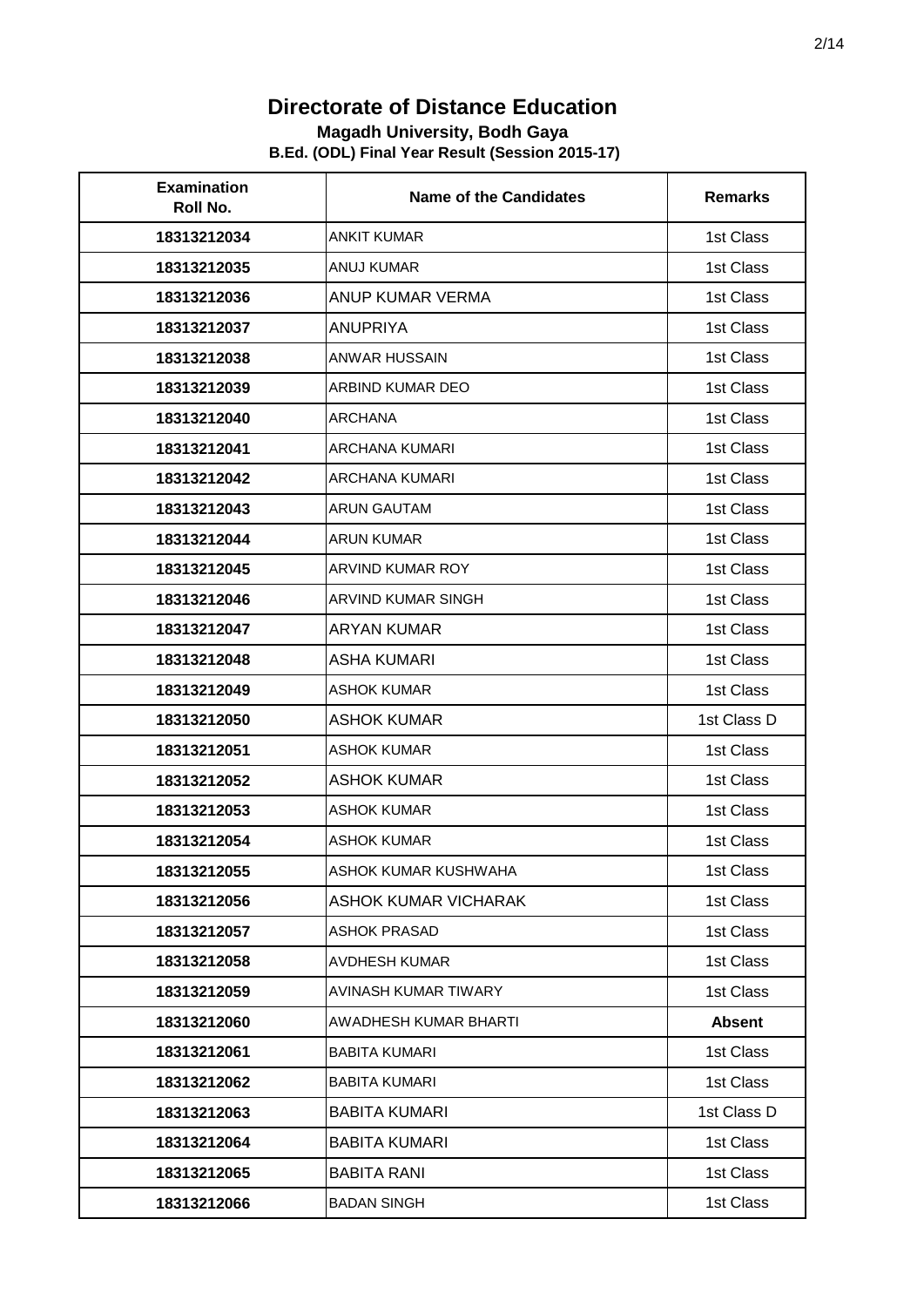# Directorate of Distance Education

**Magadh University, Bodh Gaya**

**B.Ed. (ODL) Final Year Result (Session 2015-17)**

| Examination Roll No. | Name of the Candidates | Remarks |
|---|---|---|
| 18313212034 | ANKIT KUMAR | 1st Class |
| 18313212035 | ANUJ KUMAR | 1st Class |
| 18313212036 | ANUP KUMAR VERMA | 1st Class |
| 18313212037 | ANUPRIYA | 1st Class |
| 18313212038 | ANWAR HUSSAIN | 1st Class |
| 18313212039 | ARBIND KUMAR DEO | 1st Class |
| 18313212040 | ARCHANA | 1st Class |
| 18313212041 | ARCHANA KUMARI | 1st Class |
| 18313212042 | ARCHANA KUMARI | 1st Class |
| 18313212043 | ARUN GAUTAM | 1st Class |
| 18313212044 | ARUN KUMAR | 1st Class |
| 18313212045 | ARVIND KUMAR ROY | 1st Class |
| 18313212046 | ARVIND KUMAR SINGH | 1st Class |
| 18313212047 | ARYAN KUMAR | 1st Class |
| 18313212048 | ASHA KUMARI | 1st Class |
| 18313212049 | ASHOK KUMAR | 1st Class |
| 18313212050 | ASHOK KUMAR | 1st Class D |
| 18313212051 | ASHOK KUMAR | 1st Class |
| 18313212052 | ASHOK KUMAR | 1st Class |
| 18313212053 | ASHOK KUMAR | 1st Class |
| 18313212054 | ASHOK KUMAR | 1st Class |
| 18313212055 | ASHOK KUMAR KUSHWAHA | 1st Class |
| 18313212056 | ASHOK KUMAR VICHARAK | 1st Class |
| 18313212057 | ASHOK PRASAD | 1st Class |
| 18313212058 | AVDHESH KUMAR | 1st Class |
| 18313212059 | AVINASH KUMAR TIWARY | 1st Class |
| 18313212060 | AWADHESH KUMAR BHARTI | **Absent** |
| 18313212061 | BABITA KUMARI | 1st Class |
| 18313212062 | BABITA KUMARI | 1st Class |
| 18313212063 | BABITA KUMARI | 1st Class D |
| 18313212064 | BABITA KUMARI | 1st Class |
| 18313212065 | BABITA RANI | 1st Class |
| 18313212066 | BADAN SINGH | 1st Class |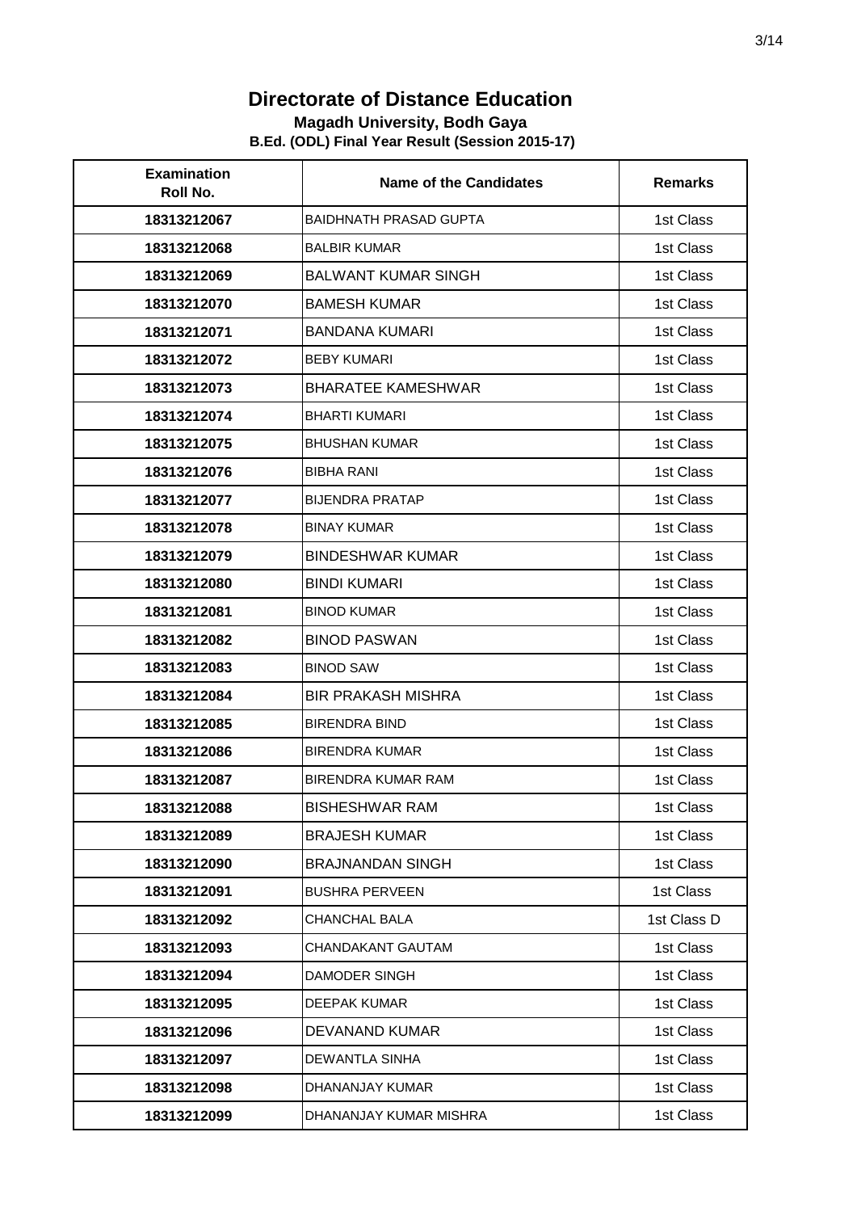# Directorate of Distance Education

**Magadh University, Bodh Gaya**

**B.Ed. (ODL) Final Year Result (Session 2015-17)**

| Examination Roll No. | Name of the Candidates | Remarks |
|---|---|---|
| 18313212067 | BAIDHNATH PRASAD GUPTA | 1st Class |
| 18313212068 | BALBIR KUMAR | 1st Class |
| 18313212069 | BALWANT KUMAR SINGH | 1st Class |
| 18313212070 | BAMESH KUMAR | 1st Class |
| 18313212071 | BANDANA KUMARI | 1st Class |
| 18313212072 | BEBY KUMARI | 1st Class |
| 18313212073 | BHARATEE KAMESHWAR | 1st Class |
| 18313212074 | BHARTI KUMARI | 1st Class |
| 18313212075 | BHUSHAN KUMAR | 1st Class |
| 18313212076 | BIBHA RANI | 1st Class |
| 18313212077 | BIJENDRA PRATAP | 1st Class |
| 18313212078 | BINAY KUMAR | 1st Class |
| 18313212079 | BINDESHWAR KUMAR | 1st Class |
| 18313212080 | BINDI KUMARI | 1st Class |
| 18313212081 | BINOD KUMAR | 1st Class |
| 18313212082 | BINOD PASWAN | 1st Class |
| 18313212083 | BINOD SAW | 1st Class |
| 18313212084 | BIR PRAKASH MISHRA | 1st Class |
| 18313212085 | BIRENDRA BIND | 1st Class |
| 18313212086 | BIRENDRA KUMAR | 1st Class |
| 18313212087 | BIRENDRA KUMAR RAM | 1st Class |
| 18313212088 | BISHESHWAR RAM | 1st Class |
| 18313212089 | BRAJESH KUMAR | 1st Class |
| 18313212090 | BRAJNANDAN SINGH | 1st Class |
| 18313212091 | BUSHRA PERVEEN | 1st Class |
| 18313212092 | CHANCHAL BALA | 1st Class D |
| 18313212093 | CHANDAKANT GAUTAM | 1st Class |
| 18313212094 | DAMODER SINGH | 1st Class |
| 18313212095 | DEEPAK KUMAR | 1st Class |
| 18313212096 | DEVANAND KUMAR | 1st Class |
| 18313212097 | DEWANTLA SINHA | 1st Class |
| 18313212098 | DHANANJAY KUMAR | 1st Class |
| 18313212099 | DHANANJAY KUMAR MISHRA | 1st Class |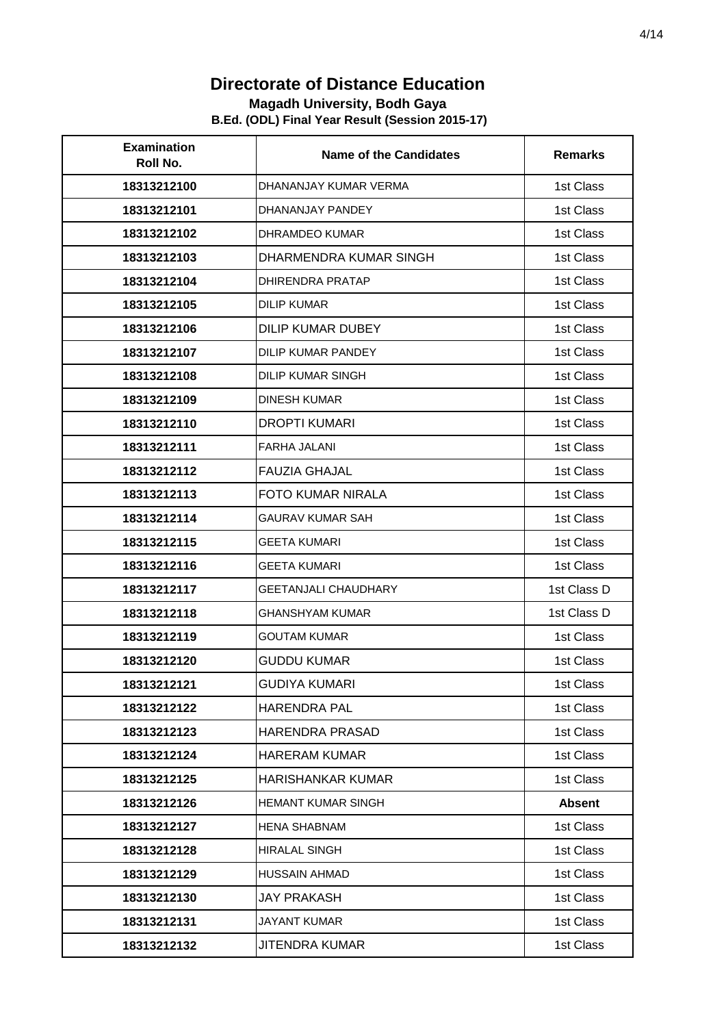# Directorate of Distance Education

**Magadh University, Bodh Gaya**

**B.Ed. (ODL) Final Year Result (Session 2015-17)**

| Examination Roll No. | Name of the Candidates | Remarks |
|---|---|---|
| 18313212100 | DHANANJAY KUMAR VERMA | 1st Class |
| 18313212101 | DHANANJAY PANDEY | 1st Class |
| 18313212102 | DHRAMDEO KUMAR | 1st Class |
| 18313212103 | DHARMENDRA KUMAR SINGH | 1st Class |
| 18313212104 | DHIRENDRA PRATAP | 1st Class |
| 18313212105 | DILIP KUMAR | 1st Class |
| 18313212106 | DILIP KUMAR DUBEY | 1st Class |
| 18313212107 | DILIP KUMAR PANDEY | 1st Class |
| 18313212108 | DILIP KUMAR SINGH | 1st Class |
| 18313212109 | DINESH KUMAR | 1st Class |
| 18313212110 | DROPTI KUMARI | 1st Class |
| 18313212111 | FARHA JALANI | 1st Class |
| 18313212112 | FAUZIA GHAJAL | 1st Class |
| 18313212113 | FOTO KUMAR NIRALA | 1st Class |
| 18313212114 | GAURAV KUMAR SAH | 1st Class |
| 18313212115 | GEETA KUMARI | 1st Class |
| 18313212116 | GEETA KUMARI | 1st Class |
| 18313212117 | GEETANJALI CHAUDHARY | 1st Class D |
| 18313212118 | GHANSHYAM KUMAR | 1st Class D |
| 18313212119 | GOUTAM KUMAR | 1st Class |
| 18313212120 | GUDDU KUMAR | 1st Class |
| 18313212121 | GUDIYA KUMARI | 1st Class |
| 18313212122 | HARENDRA PAL | 1st Class |
| 18313212123 | HARENDRA PRASAD | 1st Class |
| 18313212124 | HARERAM KUMAR | 1st Class |
| 18313212125 | HARISHANKAR KUMAR | 1st Class |
| 18313212126 | HEMANT KUMAR SINGH | **Absent** |
| 18313212127 | HENA SHABNAM | 1st Class |
| 18313212128 | HIRALAL SINGH | 1st Class |
| 18313212129 | HUSSAIN AHMAD | 1st Class |
| 18313212130 | JAY PRAKASH | 1st Class |
| 18313212131 | JAYANT KUMAR | 1st Class |
| 18313212132 | JITENDRA KUMAR | 1st Class |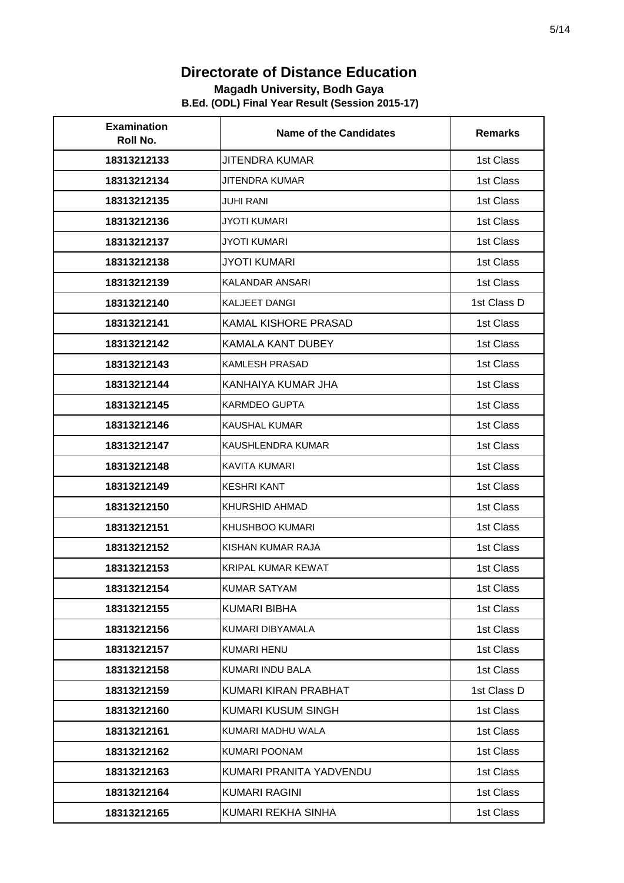# Directorate of Distance Education

**Magadh University, Bodh Gaya**

**B.Ed. (ODL) Final Year Result (Session 2015-17)**

| Examination Roll No. | Name of the Candidates | Remarks |
|---|---|---|
| 18313212133 | JITENDRA KUMAR | 1st Class |
| 18313212134 | JITENDRA KUMAR | 1st Class |
| 18313212135 | JUHI RANI | 1st Class |
| 18313212136 | JYOTI KUMARI | 1st Class |
| 18313212137 | JYOTI KUMARI | 1st Class |
| 18313212138 | JYOTI KUMARI | 1st Class |
| 18313212139 | KALANDAR ANSARI | 1st Class |
| 18313212140 | KALJEET DANGI | 1st Class D |
| 18313212141 | KAMAL KISHORE PRASAD | 1st Class |
| 18313212142 | KAMALA KANT DUBEY | 1st Class |
| 18313212143 | KAMLESH PRASAD | 1st Class |
| 18313212144 | KANHAIYA KUMAR JHA | 1st Class |
| 18313212145 | KARMDEO GUPTA | 1st Class |
| 18313212146 | KAUSHAL KUMAR | 1st Class |
| 18313212147 | KAUSHLENDRA KUMAR | 1st Class |
| 18313212148 | KAVITA KUMARI | 1st Class |
| 18313212149 | KESHRI KANT | 1st Class |
| 18313212150 | KHURSHID AHMAD | 1st Class |
| 18313212151 | KHUSHBOO KUMARI | 1st Class |
| 18313212152 | KISHAN KUMAR RAJA | 1st Class |
| 18313212153 | KRIPAL KUMAR KEWAT | 1st Class |
| 18313212154 | KUMAR SATYAM | 1st Class |
| 18313212155 | KUMARI BIBHA | 1st Class |
| 18313212156 | KUMARI DIBYAMALA | 1st Class |
| 18313212157 | KUMARI HENU | 1st Class |
| 18313212158 | KUMARI INDU BALA | 1st Class |
| 18313212159 | KUMARI KIRAN PRABHAT | 1st Class D |
| 18313212160 | KUMARI KUSUM SINGH | 1st Class |
| 18313212161 | KUMARI MADHU WALA | 1st Class |
| 18313212162 | KUMARI POONAM | 1st Class |
| 18313212163 | KUMARI PRANITA YADVENDU | 1st Class |
| 18313212164 | KUMARI RAGINI | 1st Class |
| 18313212165 | KUMARI REKHA SINHA | 1st Class |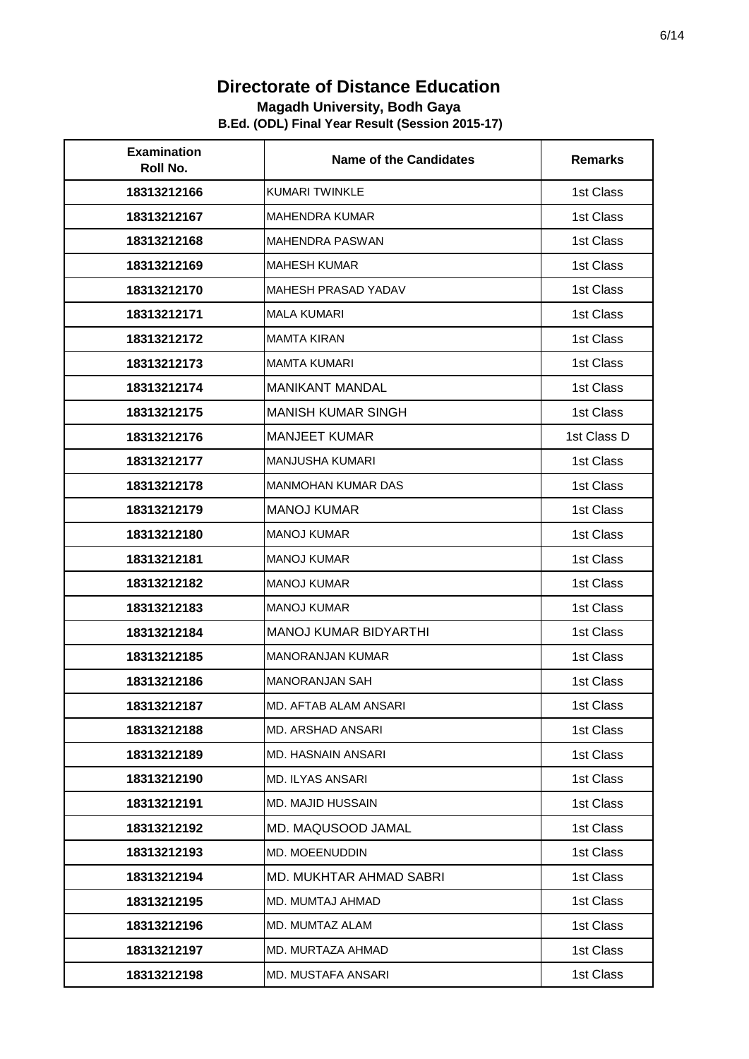# Directorate of Distance Education

**Magadh University, Bodh Gaya**

**B.Ed. (ODL) Final Year Result (Session 2015-17)**

| Examination Roll No. | Name of the Candidates | Remarks |
|---|---|---|
| 18313212166 | KUMARI TWINKLE | 1st Class |
| 18313212167 | MAHENDRA KUMAR | 1st Class |
| 18313212168 | MAHENDRA PASWAN | 1st Class |
| 18313212169 | MAHESH KUMAR | 1st Class |
| 18313212170 | MAHESH PRASAD YADAV | 1st Class |
| 18313212171 | MALA KUMARI | 1st Class |
| 18313212172 | MAMTA KIRAN | 1st Class |
| 18313212173 | MAMTA KUMARI | 1st Class |
| 18313212174 | MANIKANT MANDAL | 1st Class |
| 18313212175 | MANISH KUMAR SINGH | 1st Class |
| 18313212176 | MANJEET KUMAR | 1st Class D |
| 18313212177 | MANJUSHA KUMARI | 1st Class |
| 18313212178 | MANMOHAN KUMAR DAS | 1st Class |
| 18313212179 | MANOJ KUMAR | 1st Class |
| 18313212180 | MANOJ KUMAR | 1st Class |
| 18313212181 | MANOJ KUMAR | 1st Class |
| 18313212182 | MANOJ KUMAR | 1st Class |
| 18313212183 | MANOJ KUMAR | 1st Class |
| 18313212184 | MANOJ KUMAR BIDYARTHI | 1st Class |
| 18313212185 | MANORANJAN KUMAR | 1st Class |
| 18313212186 | MANORANJAN SAH | 1st Class |
| 18313212187 | MD. AFTAB ALAM ANSARI | 1st Class |
| 18313212188 | MD. ARSHAD ANSARI | 1st Class |
| 18313212189 | MD. HASNAIN ANSARI | 1st Class |
| 18313212190 | MD. ILYAS ANSARI | 1st Class |
| 18313212191 | MD. MAJID HUSSAIN | 1st Class |
| 18313212192 | MD. MAQUSOOD JAMAL | 1st Class |
| 18313212193 | MD. MOEENUDDIN | 1st Class |
| 18313212194 | MD. MUKHTAR AHMAD SABRI | 1st Class |
| 18313212195 | MD. MUMTAJ AHMAD | 1st Class |
| 18313212196 | MD. MUMTAZ ALAM | 1st Class |
| 18313212197 | MD. MURTAZA AHMAD | 1st Class |
| 18313212198 | MD. MUSTAFA ANSARI | 1st Class |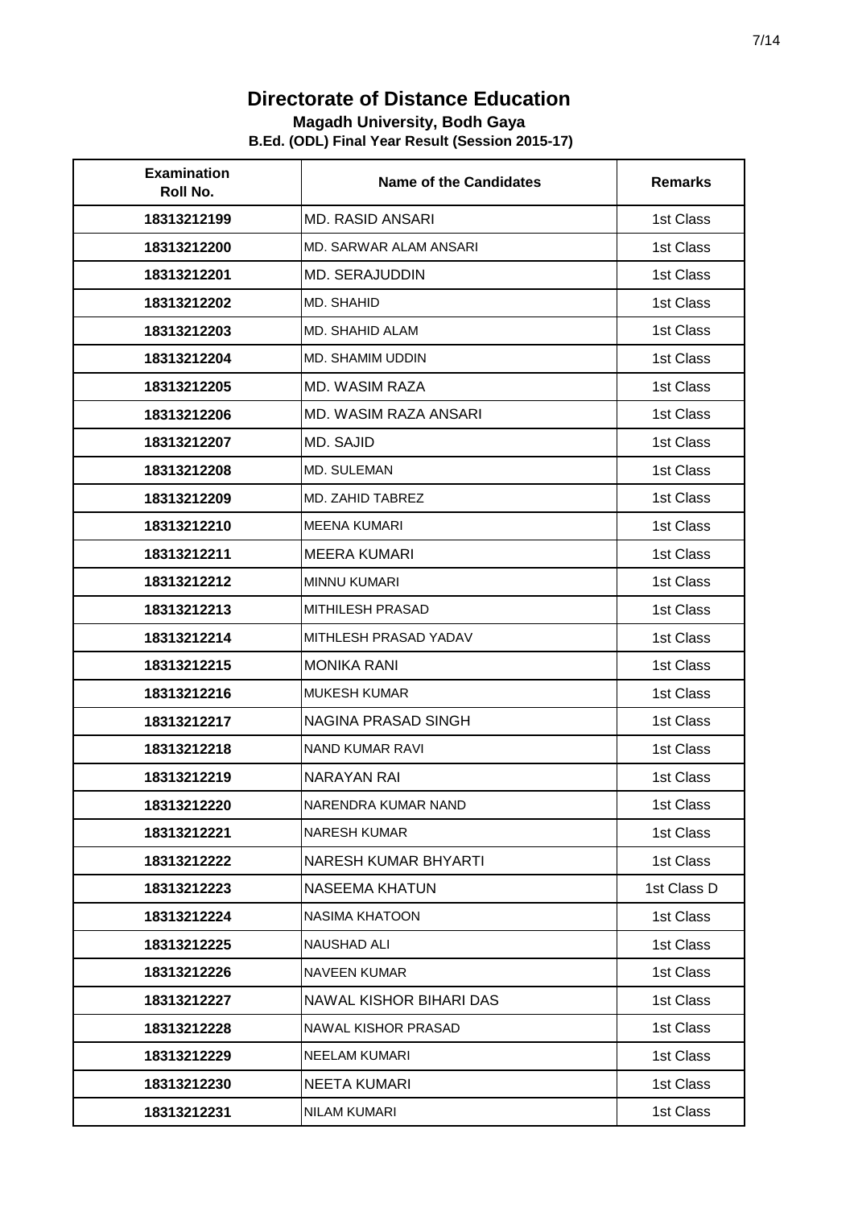# Directorate of Distance Education

**Magadh University, Bodh Gaya**

**B.Ed. (ODL) Final Year Result (Session 2015-17)**

| Examination Roll No. | Name of the Candidates | Remarks |
|---|---|---|
| 18313212199 | MD. RASID ANSARI | 1st Class |
| 18313212200 | MD. SARWAR ALAM ANSARI | 1st Class |
| 18313212201 | MD. SERAJUDDIN | 1st Class |
| 18313212202 | MD. SHAHID | 1st Class |
| 18313212203 | MD. SHAHID ALAM | 1st Class |
| 18313212204 | MD. SHAMIM UDDIN | 1st Class |
| 18313212205 | MD. WASIM RAZA | 1st Class |
| 18313212206 | MD. WASIM RAZA ANSARI | 1st Class |
| 18313212207 | MD. SAJID | 1st Class |
| 18313212208 | MD. SULEMAN | 1st Class |
| 18313212209 | MD. ZAHID TABREZ | 1st Class |
| 18313212210 | MEENA KUMARI | 1st Class |
| 18313212211 | MEERA KUMARI | 1st Class |
| 18313212212 | MINNU KUMARI | 1st Class |
| 18313212213 | MITHILESH PRASAD | 1st Class |
| 18313212214 | MITHLESH PRASAD YADAV | 1st Class |
| 18313212215 | MONIKA RANI | 1st Class |
| 18313212216 | MUKESH KUMAR | 1st Class |
| 18313212217 | NAGINA PRASAD SINGH | 1st Class |
| 18313212218 | NAND KUMAR RAVI | 1st Class |
| 18313212219 | NARAYAN RAI | 1st Class |
| 18313212220 | NARENDRA KUMAR NAND | 1st Class |
| 18313212221 | NARESH KUMAR | 1st Class |
| 18313212222 | NARESH KUMAR BHYARTI | 1st Class |
| 18313212223 | NASEEMA KHATUN | 1st Class D |
| 18313212224 | NASIMA KHATOON | 1st Class |
| 18313212225 | NAUSHAD ALI | 1st Class |
| 18313212226 | NAVEEN KUMAR | 1st Class |
| 18313212227 | NAWAL KISHOR BIHARI DAS | 1st Class |
| 18313212228 | NAWAL KISHOR PRASAD | 1st Class |
| 18313212229 | NEELAM KUMARI | 1st Class |
| 18313212230 | NEETA KUMARI | 1st Class |
| 18313212231 | NILAM KUMARI | 1st Class |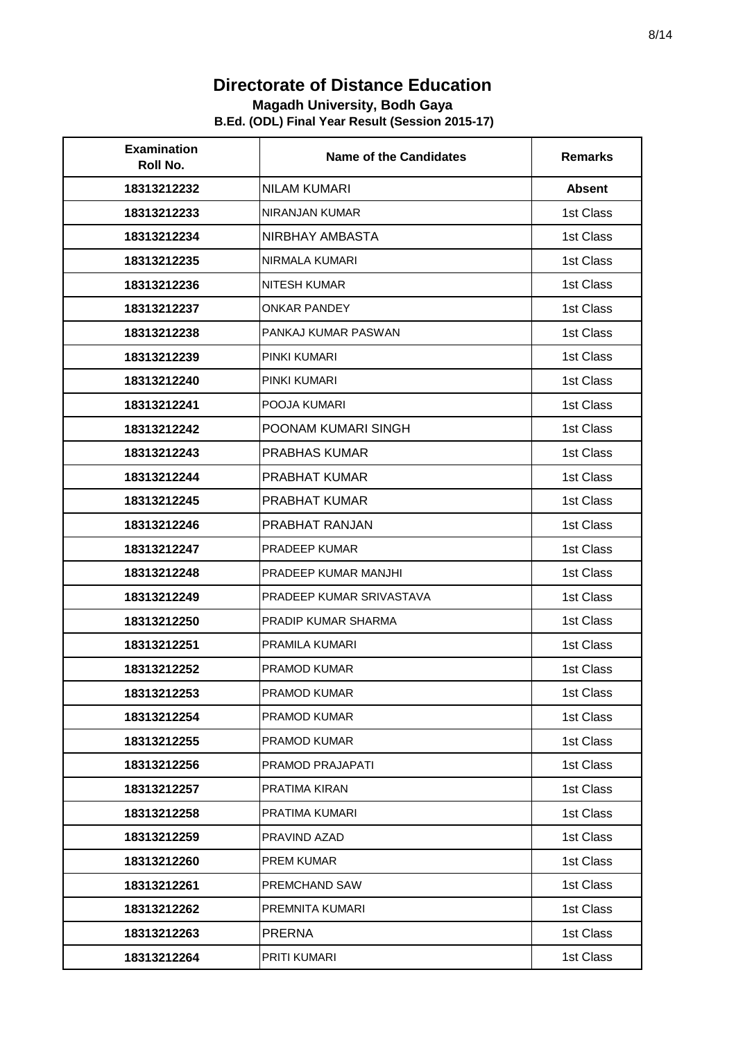# Directorate of Distance Education

**Magadh University, Bodh Gaya**

**B.Ed. (ODL) Final Year Result (Session 2015-17)**

| Examination Roll No. | Name of the Candidates | Remarks |
|---|---|---|
| 18313212232 | NILAM KUMARI | **Absent** |
| 18313212233 | NIRANJAN KUMAR | 1st Class |
| 18313212234 | NIRBHAY AMBASTA | 1st Class |
| 18313212235 | NIRMALA KUMARI | 1st Class |
| 18313212236 | NITESH KUMAR | 1st Class |
| 18313212237 | ONKAR PANDEY | 1st Class |
| 18313212238 | PANKAJ KUMAR PASWAN | 1st Class |
| 18313212239 | PINKI KUMARI | 1st Class |
| 18313212240 | PINKI KUMARI | 1st Class |
| 18313212241 | POOJA KUMARI | 1st Class |
| 18313212242 | POONAM KUMARI SINGH | 1st Class |
| 18313212243 | PRABHAS KUMAR | 1st Class |
| 18313212244 | PRABHAT KUMAR | 1st Class |
| 18313212245 | PRABHAT KUMAR | 1st Class |
| 18313212246 | PRABHAT RANJAN | 1st Class |
| 18313212247 | PRADEEP KUMAR | 1st Class |
| 18313212248 | PRADEEP KUMAR MANJHI | 1st Class |
| 18313212249 | PRADEEP KUMAR SRIVASTAVA | 1st Class |
| 18313212250 | PRADIP KUMAR SHARMA | 1st Class |
| 18313212251 | PRAMILA KUMARI | 1st Class |
| 18313212252 | PRAMOD KUMAR | 1st Class |
| 18313212253 | PRAMOD KUMAR | 1st Class |
| 18313212254 | PRAMOD KUMAR | 1st Class |
| 18313212255 | PRAMOD KUMAR | 1st Class |
| 18313212256 | PRAMOD PRAJAPATI | 1st Class |
| 18313212257 | PRATIMA KIRAN | 1st Class |
| 18313212258 | PRATIMA KUMARI | 1st Class |
| 18313212259 | PRAVIND AZAD | 1st Class |
| 18313212260 | PREM KUMAR | 1st Class |
| 18313212261 | PREMCHAND SAW | 1st Class |
| 18313212262 | PREMNITA KUMARI | 1st Class |
| 18313212263 | PRERNA | 1st Class |
| 18313212264 | PRITI KUMARI | 1st Class |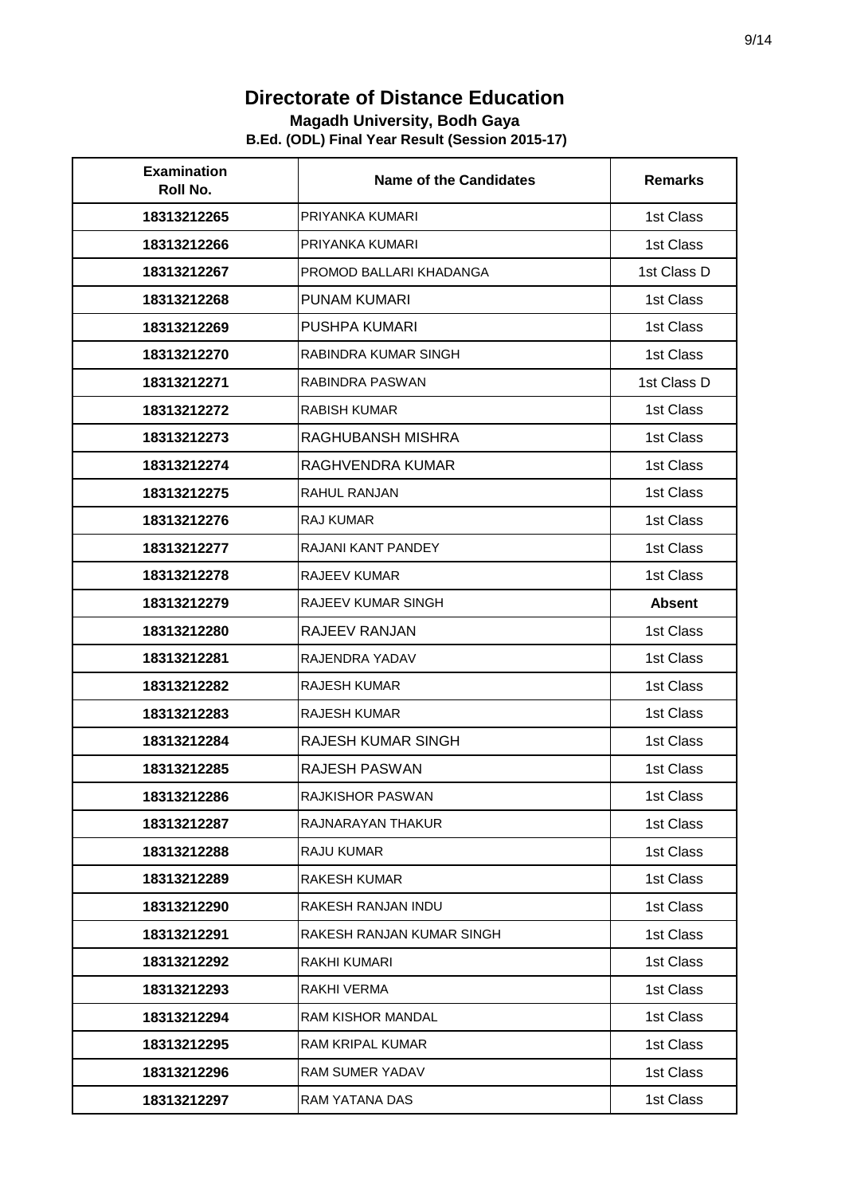# Directorate of Distance Education

**Magadh University, Bodh Gaya**

**B.Ed. (ODL) Final Year Result (Session 2015-17)**

| Examination Roll No. | Name of the Candidates | Remarks |
|---|---|---|
| 18313212265 | PRIYANKA KUMARI | 1st Class |
| 18313212266 | PRIYANKA KUMARI | 1st Class |
| 18313212267 | PROMOD BALLARI KHADANGA | 1st Class D |
| 18313212268 | PUNAM KUMARI | 1st Class |
| 18313212269 | PUSHPA KUMARI | 1st Class |
| 18313212270 | RABINDRA KUMAR SINGH | 1st Class |
| 18313212271 | RABINDRA PASWAN | 1st Class D |
| 18313212272 | RABISH KUMAR | 1st Class |
| 18313212273 | RAGHUBANSH MISHRA | 1st Class |
| 18313212274 | RAGHVENDRA KUMAR | 1st Class |
| 18313212275 | RAHUL RANJAN | 1st Class |
| 18313212276 | RAJ KUMAR | 1st Class |
| 18313212277 | RAJANI KANT PANDEY | 1st Class |
| 18313212278 | RAJEEV KUMAR | 1st Class |
| 18313212279 | RAJEEV KUMAR SINGH | **Absent** |
| 18313212280 | RAJEEV RANJAN | 1st Class |
| 18313212281 | RAJENDRA YADAV | 1st Class |
| 18313212282 | RAJESH KUMAR | 1st Class |
| 18313212283 | RAJESH KUMAR | 1st Class |
| 18313212284 | RAJESH KUMAR SINGH | 1st Class |
| 18313212285 | RAJESH PASWAN | 1st Class |
| 18313212286 | RAJKISHOR PASWAN | 1st Class |
| 18313212287 | RAJNARAYAN THAKUR | 1st Class |
| 18313212288 | RAJU KUMAR | 1st Class |
| 18313212289 | RAKESH KUMAR | 1st Class |
| 18313212290 | RAKESH RANJAN INDU | 1st Class |
| 18313212291 | RAKESH RANJAN KUMAR SINGH | 1st Class |
| 18313212292 | RAKHI KUMARI | 1st Class |
| 18313212293 | RAKHI VERMA | 1st Class |
| 18313212294 | RAM KISHOR MANDAL | 1st Class |
| 18313212295 | RAM KRIPAL KUMAR | 1st Class |
| 18313212296 | RAM SUMER YADAV | 1st Class |
| 18313212297 | RAM YATANA DAS | 1st Class |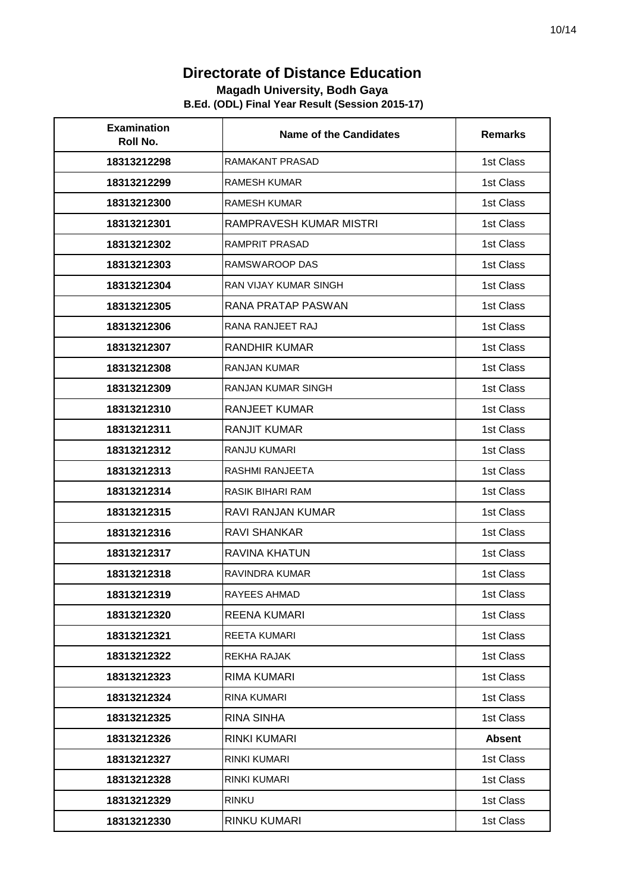# Directorate of Distance Education

**Magadh University, Bodh Gaya**

**B.Ed. (ODL) Final Year Result (Session 2015-17)**

| Examination Roll No. | Name of the Candidates | Remarks |
|---|---|---|
| **18313212298** | RAMAKANT PRASAD | 1st Class |
| **18313212299** | RAMESH KUMAR | 1st Class |
| **18313212300** | RAMESH KUMAR | 1st Class |
| **18313212301** | RAMPRAVESH KUMAR MISTRI | 1st Class |
| **18313212302** | RAMPRIT PRASAD | 1st Class |
| **18313212303** | RAMSWAROOP DAS | 1st Class |
| **18313212304** | RAN VIJAY KUMAR SINGH | 1st Class |
| **18313212305** | RANA PRATAP PASWAN | 1st Class |
| **18313212306** | RANA RANJEET RAJ | 1st Class |
| **18313212307** | RANDHIR KUMAR | 1st Class |
| **18313212308** | RANJAN KUMAR | 1st Class |
| **18313212309** | RANJAN KUMAR SINGH | 1st Class |
| **18313212310** | RANJEET KUMAR | 1st Class |
| **18313212311** | RANJIT KUMAR | 1st Class |
| **18313212312** | RANJU KUMARI | 1st Class |
| **18313212313** | RASHMI RANJEETA | 1st Class |
| **18313212314** | RASIK BIHARI RAM | 1st Class |
| **18313212315** | RAVI RANJAN KUMAR | 1st Class |
| **18313212316** | RAVI SHANKAR | 1st Class |
| **18313212317** | RAVINA KHATUN | 1st Class |
| **18313212318** | RAVINDRA KUMAR | 1st Class |
| **18313212319** | RAYEES AHMAD | 1st Class |
| **18313212320** | REENA KUMARI | 1st Class |
| **18313212321** | REETA KUMARI | 1st Class |
| **18313212322** | REKHA RAJAK | 1st Class |
| **18313212323** | RIMA KUMARI | 1st Class |
| **18313212324** | RINA KUMARI | 1st Class |
| **18313212325** | RINA SINHA | 1st Class |
| **18313212326** | RINKI KUMARI | **Absent** |
| **18313212327** | RINKI KUMARI | 1st Class |
| **18313212328** | RINKI KUMARI | 1st Class |
| **18313212329** | RINKU | 1st Class |
| **18313212330** | RINKU KUMARI | 1st Class |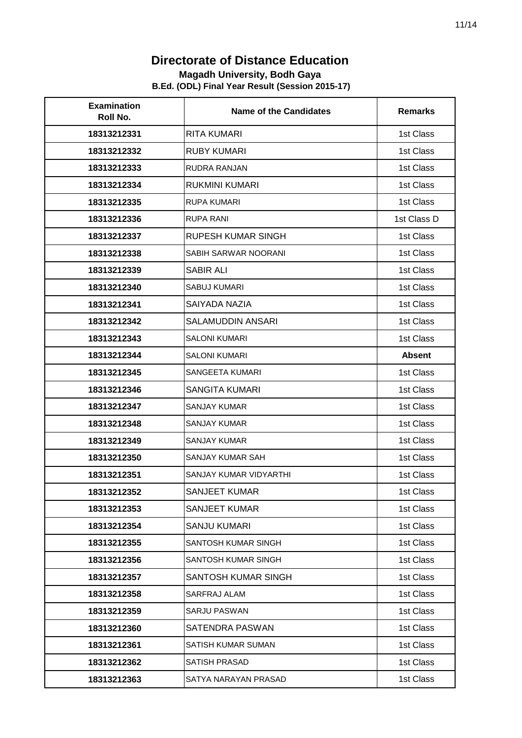# Directorate of Distance Education

## Magadh University, Bodh Gaya

### B.Ed. (ODL) Final Year Result (Session 2015-17)

| Examination Roll No. | Name of the Candidates | Remarks |
|---|---|---|
| 18313212331 | RITA KUMARI | 1st Class |
| 18313212332 | RUBY KUMARI | 1st Class |
| 18313212333 | RUDRA RANJAN | 1st Class |
| 18313212334 | RUKMINI KUMARI | 1st Class |
| 18313212335 | RUPA KUMARI | 1st Class |
| 18313212336 | RUPA RANI | 1st Class D |
| 18313212337 | RUPESH KUMAR SINGH | 1st Class |
| 18313212338 | SABIH SARWAR NOORANI | 1st Class |
| 18313212339 | SABIR ALI | 1st Class |
| 18313212340 | SABUJ KUMARI | 1st Class |
| 18313212341 | SAIYADA NAZIA | 1st Class |
| 18313212342 | SALAMUDDIN ANSARI | 1st Class |
| 18313212343 | SALONI KUMARI | 1st Class |
| 18313212344 | SALONI KUMARI | **Absent** |
| 18313212345 | SANGEETA KUMARI | 1st Class |
| 18313212346 | SANGITA KUMARI | 1st Class |
| 18313212347 | SANJAY KUMAR | 1st Class |
| 18313212348 | SANJAY KUMAR | 1st Class |
| 18313212349 | SANJAY KUMAR | 1st Class |
| 18313212350 | SANJAY KUMAR SAH | 1st Class |
| 18313212351 | SANJAY KUMAR VIDYARTHI | 1st Class |
| 18313212352 | SANJEET KUMAR | 1st Class |
| 18313212353 | SANJEET KUMAR | 1st Class |
| 18313212354 | SANJU KUMARI | 1st Class |
| 18313212355 | SANTOSH KUMAR SINGH | 1st Class |
| 18313212356 | SANTOSH KUMAR SINGH | 1st Class |
| 18313212357 | SANTOSH KUMAR SINGH | 1st Class |
| 18313212358 | SARFRAJ ALAM | 1st Class |
| 18313212359 | SARJU PASWAN | 1st Class |
| 18313212360 | SATENDRA PASWAN | 1st Class |
| 18313212361 | SATISH KUMAR SUMAN | 1st Class |
| 18313212362 | SATISH PRASAD | 1st Class |
| 18313212363 | SATYA NARAYAN PRASAD | 1st Class |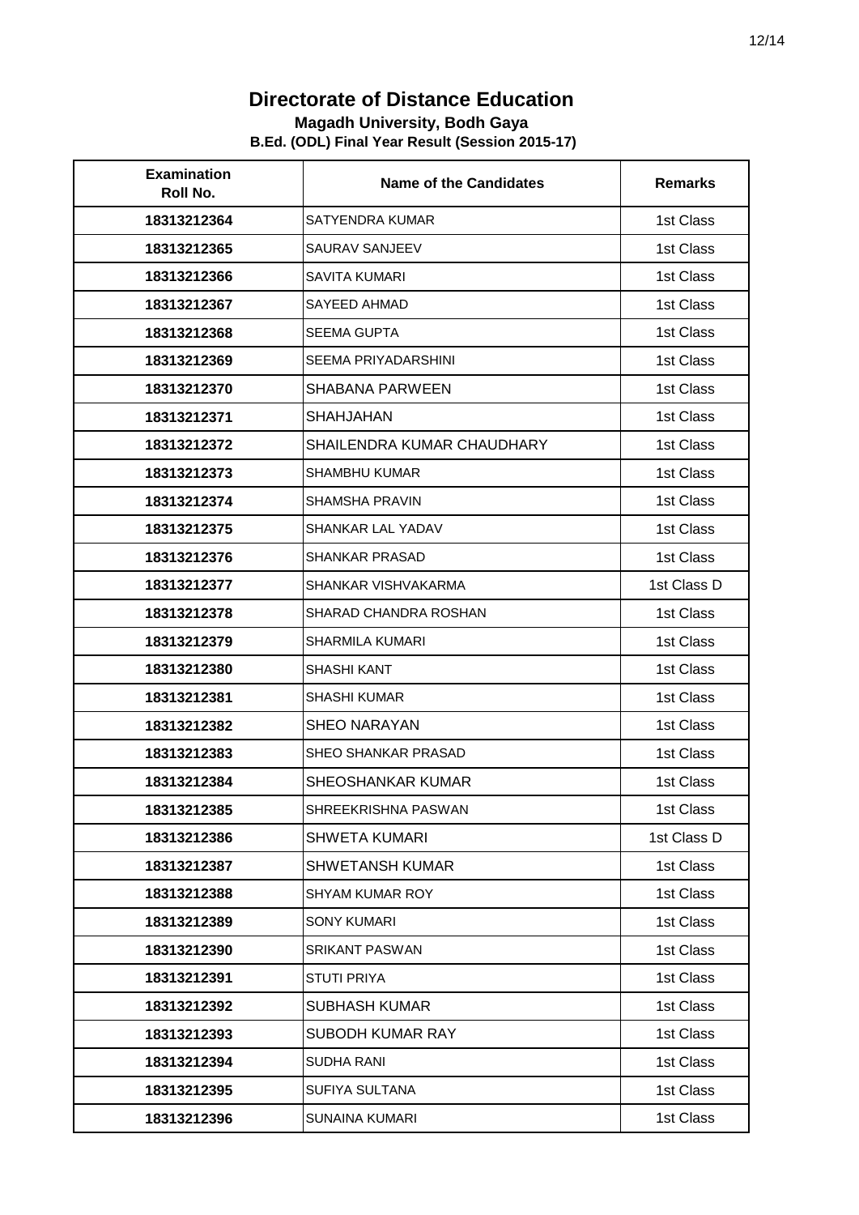# Directorate of Distance Education

### Magadh University, Bodh Gaya

### B.Ed. (ODL) Final Year Result (Session 2015-17)

| Examination Roll No. | Name of the Candidates | Remarks |
|---|---|---|
| 18313212364 | SATYENDRA KUMAR | 1st Class |
| 18313212365 | SAURAV SANJEEV | 1st Class |
| 18313212366 | SAVITA KUMARI | 1st Class |
| 18313212367 | SAYEED AHMAD | 1st Class |
| 18313212368 | SEEMA GUPTA | 1st Class |
| 18313212369 | SEEMA PRIYADARSHINI | 1st Class |
| 18313212370 | SHABANA PARWEEN | 1st Class |
| 18313212371 | SHAHJAHAN | 1st Class |
| 18313212372 | SHAILENDRA KUMAR CHAUDHARY | 1st Class |
| 18313212373 | SHAMBHU KUMAR | 1st Class |
| 18313212374 | SHAMSHA PRAVIN | 1st Class |
| 18313212375 | SHANKAR LAL YADAV | 1st Class |
| 18313212376 | SHANKAR PRASAD | 1st Class |
| 18313212377 | SHANKAR VISHVAKARMA | 1st Class D |
| 18313212378 | SHARAD CHANDRA ROSHAN | 1st Class |
| 18313212379 | SHARMILA KUMARI | 1st Class |
| 18313212380 | SHASHI KANT | 1st Class |
| 18313212381 | SHASHI KUMAR | 1st Class |
| 18313212382 | SHEO NARAYAN | 1st Class |
| 18313212383 | SHEO SHANKAR PRASAD | 1st Class |
| 18313212384 | SHEOSHANKAR KUMAR | 1st Class |
| 18313212385 | SHREEKRISHNA PASWAN | 1st Class |
| 18313212386 | SHWETA KUMARI | 1st Class D |
| 18313212387 | SHWETANSH KUMAR | 1st Class |
| 18313212388 | SHYAM KUMAR ROY | 1st Class |
| 18313212389 | SONY KUMARI | 1st Class |
| 18313212390 | SRIKANT PASWAN | 1st Class |
| 18313212391 | STUTI PRIYA | 1st Class |
| 18313212392 | SUBHASH KUMAR | 1st Class |
| 18313212393 | SUBODH KUMAR RAY | 1st Class |
| 18313212394 | SUDHA RANI | 1st Class |
| 18313212395 | SUFIYA SULTANA | 1st Class |
| 18313212396 | SUNAINA KUMARI | 1st Class |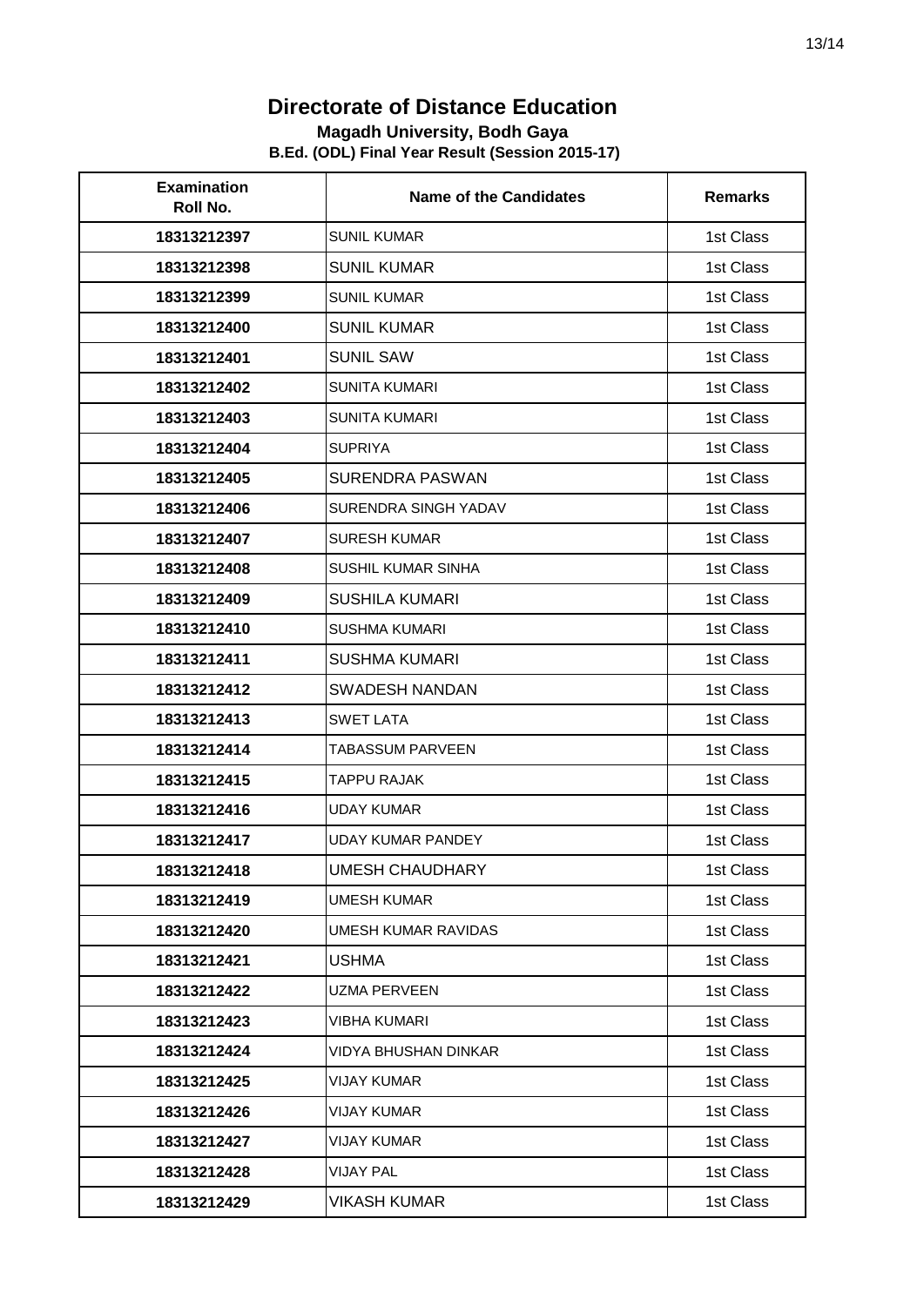# Directorate of Distance Education

### Magadh University, Bodh Gaya

### B.Ed. (ODL) Final Year Result (Session 2015-17)

| Examination Roll No. | Name of the Candidates | Remarks |
|---|---|---|
| 18313212397 | SUNIL KUMAR | 1st Class |
| 18313212398 | SUNIL KUMAR | 1st Class |
| 18313212399 | SUNIL KUMAR | 1st Class |
| 18313212400 | SUNIL KUMAR | 1st Class |
| 18313212401 | SUNIL SAW | 1st Class |
| 18313212402 | SUNITA KUMARI | 1st Class |
| 18313212403 | SUNITA KUMARI | 1st Class |
| 18313212404 | SUPRIYA | 1st Class |
| 18313212405 | SURENDRA PASWAN | 1st Class |
| 18313212406 | SURENDRA SINGH YADAV | 1st Class |
| 18313212407 | SURESH KUMAR | 1st Class |
| 18313212408 | SUSHIL KUMAR SINHA | 1st Class |
| 18313212409 | SUSHILA KUMARI | 1st Class |
| 18313212410 | SUSHMA KUMARI | 1st Class |
| 18313212411 | SUSHMA KUMARI | 1st Class |
| 18313212412 | SWADESH NANDAN | 1st Class |
| 18313212413 | SWET LATA | 1st Class |
| 18313212414 | TABASSUM PARVEEN | 1st Class |
| 18313212415 | TAPPU RAJAK | 1st Class |
| 18313212416 | UDAY KUMAR | 1st Class |
| 18313212417 | UDAY KUMAR PANDEY | 1st Class |
| 18313212418 | UMESH CHAUDHARY | 1st Class |
| 18313212419 | UMESH KUMAR | 1st Class |
| 18313212420 | UMESH KUMAR RAVIDAS | 1st Class |
| 18313212421 | USHMA | 1st Class |
| 18313212422 | UZMA PERVEEN | 1st Class |
| 18313212423 | VIBHA KUMARI | 1st Class |
| 18313212424 | VIDYA BHUSHAN DINKAR | 1st Class |
| 18313212425 | VIJAY KUMAR | 1st Class |
| 18313212426 | VIJAY KUMAR | 1st Class |
| 18313212427 | VIJAY KUMAR | 1st Class |
| 18313212428 | VIJAY PAL | 1st Class |
| 18313212429 | VIKASH KUMAR | 1st Class |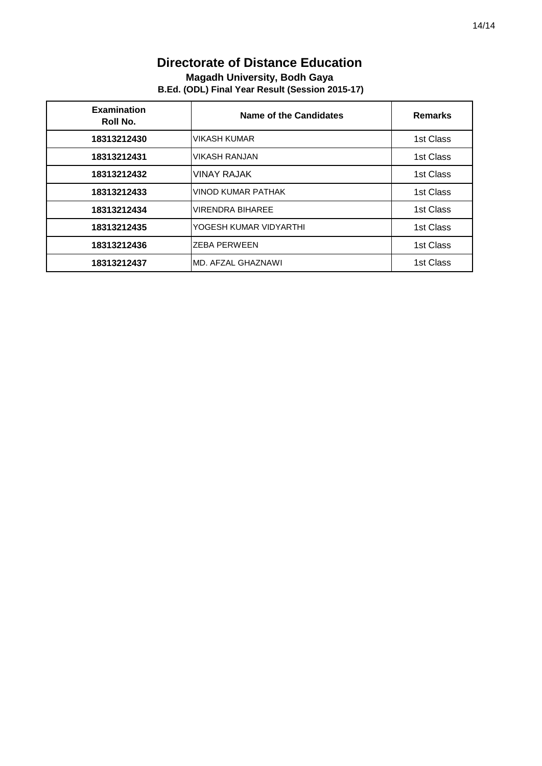# Directorate of Distance Education

**Magadh University, Bodh Gaya**

**B.Ed. (ODL) Final Year Result (Session 2015-17)**

| Examination Roll No. | Name of the Candidates | Remarks |
|---|---|---|
| **18313212430** | VIKASH KUMAR | 1st Class |
| **18313212431** | VIKASH RANJAN | 1st Class |
| **18313212432** | VINAY RAJAK | 1st Class |
| **18313212433** | VINOD KUMAR PATHAK | 1st Class |
| **18313212434** | VIRENDRA BIHAREE | 1st Class |
| **18313212435** | YOGESH KUMAR VIDYARTHI | 1st Class |
| **18313212436** | ZEBA PERWEEN | 1st Class |
| **18313212437** | MD. AFZAL GHAZNAWI | 1st Class |